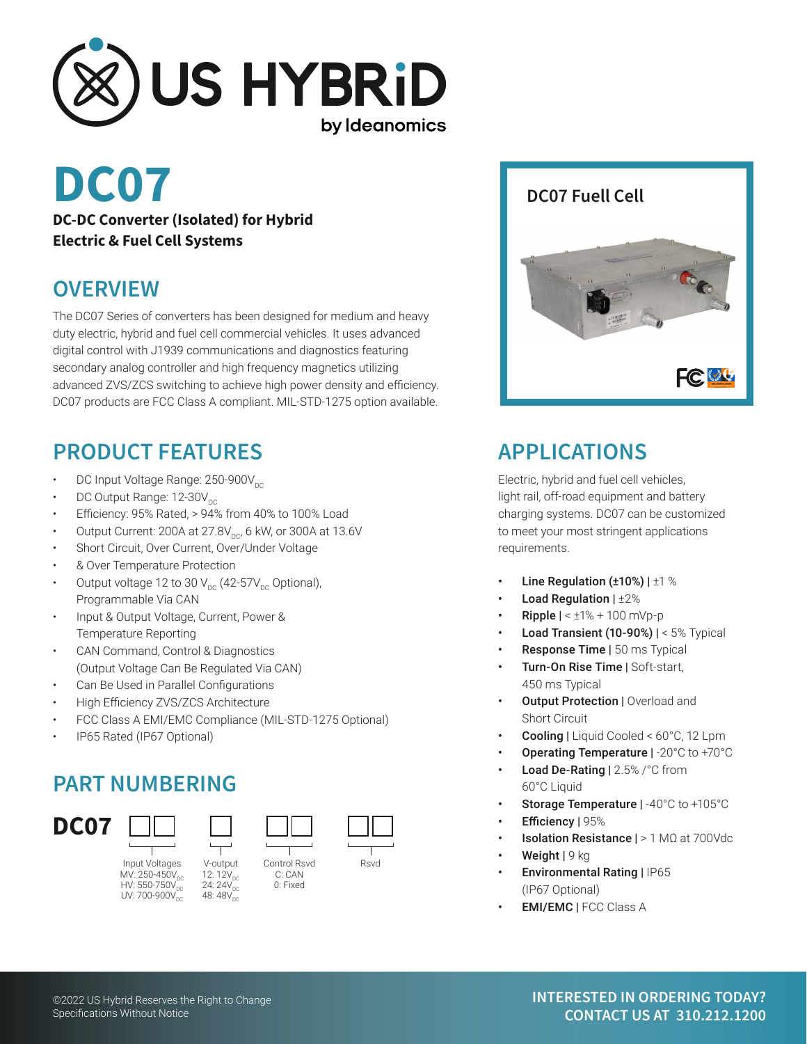US HYBRiD by Ideanomics

# DC07

**DC-DC Converter (Isolated) for Hybrid Electric & Fuel Cell Systems**

## OVERVIEW

The DC07 Series of converters has been designed for medium and heavy duty electric, hybrid and fuel cell commercial vehicles. It uses advanced digital control with J1939 communications and diagnostics featuring secondary analog controller and high frequency magnetics utilizing advanced ZVS/ZCS switching to achieve high power density and efficiency. DC07 products are FCC Class A compliant. MIL-STD-1275 option available.

## PRODUCT FEATURES

- DC Input Voltage Range: 250-900$V_{DC}$
- DC Output Range: 12-30$V_{DC}$
- Efficiency: 95% Rated, > 94% from 40% to 100% Load
- Output Current: 200A at 27.8$V_{DC}$, 6 kW, or 300A at 13.6V
- Short Circuit, Over Current, Over/Under Voltage
- & Over Temperature Protection
- Output voltage 12 to 30 $V_{DC}$ (42-57$V_{DC}$ Optional), Programmable Via CAN
- Input & Output Voltage, Current, Power & Temperature Reporting
- CAN Command, Control & Diagnostics (Output Voltage Can Be Regulated Via CAN)
- Can Be Used in Parallel Configurations
- High Efficiency ZVS/ZCS Architecture
- FCC Class A EMI/EMC Compliance (MIL-STD-1275 Optional)
- IP65 Rated (IP67 Optional)

## PART NUMBERING

**DC07** □□ □ □□ □□

| Input Voltages | V-output | Control Rsvd | Rsvd |
|---|---|---|---|
| MV: 250-450$V_{DC}$<br>HV: 550-750$V_{DC}$<br>UV: 700-900$V_{DC}$ | 12: 12$V_{DC}$<br>24: 24$V_{DC}$<br>48: 48$V_{DC}$ | C: CAN<br>0: Fixed | |

DC07 Fuell Cell

## APPLICATIONS

Electric, hybrid and fuel cell vehicles, light rail, off-road equipment and battery charging systems. DC07 can be customized to meet your most stringent applications requirements.

- **Line Regulation (±10%)** | ±1 %
- **Load Regulation** | ±2%
- **Ripple** | < ±1% + 100 mVp-p
- **Load Transient (10-90%)** | < 5% Typical
- **Response Time** | 50 ms Typical
- **Turn-On Rise Time** | Soft-start, 450 ms Typical
- **Output Protection** | Overload and Short Circuit
- **Cooling** | Liquid Cooled < 60°C, 12 Lpm
- **Operating Temperature** | -20°C to +70°C
- **Load De-Rating** | 2.5% /°C from 60°C Liquid
- **Storage Temperature** | -40°C to +105°C
- **Efficiency** | 95%
- **Isolation Resistance** | > 1 MΩ at 700Vdc
- **Weight** | 9 kg
- **Environmental Rating** | IP65 (IP67 Optional)
- **EMI/EMC** | FCC Class A

©2022 US Hybrid Reserves the Right to Change Specifications Without Notice

**INTERESTED IN ORDERING TODAY? CONTACT US AT 310.212.1200**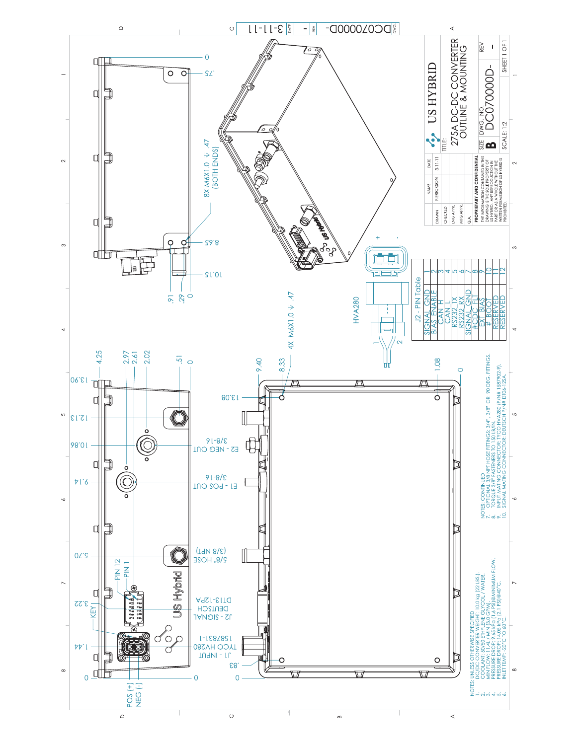# US HYBRID

**TITLE:** 275A DC-DC CONVERTER OUTLINE & MOUNTING

| SIZE | DWG. NO. | REV |
|---|---|---|
| B | DC070000D- | - |

SCALE: 1:2 SHEET 1 OF 1

| | NAME | DATE |
|---|---|---|
| DRAWN | F.ERICKSON | 3-11-11 |
| CHECKED | | |
| ENG APPR. | | |
| MFG APPR. | | |
| Q.A. | | |

**PROPRIETARY AND CONFIDENTIAL**
THE INFORMATION CONTAINED IN THIS DRAWING IS THE SOLE PROPERTY OF US HYBRID. ANY REPRODUCTION IN PART OR AS A WHOLE WITHOUT THE WRITTEN PERMISSION OF US HYBRID IS PROHIBITED.

DWG. DC070000D- REV - DATE 3-11-11

8X M6X1.0 ⊽ .47 (BOTH ENDS)

4X M6X1.0 ⊽ .47

HVA280

J2 - PIN Table

| | |
|---|---|
| SIGNAL GND | 1 |
| BIAS ENABLE | 2 |
| CAN H | 3 |
| CAN L | 4 |
| RS232 TX | 5 |
| RS232 RX | 6 |
| SIGNAL GND | 7 |
| #CDC FLT | 8 |
| EXT BIAS | 9 |
| # BOOT | 10 |
| RESERVED | 11 |
| RESERVED | 12 |

E1 - POS OUT 3/8-16

E2 - NEG OUT 3/8-16

5/8" HOSE (3/8 NPT)

J2 - SIGNAL DEUTSCH DT13-12PA

J1 - INPUT TYCO HV280 1587831-1

PIN 12

PIN 1

KEY

POS (+)

NEG (-)

0, .75, 8.65, 10.15, .91, .29, 0

13.90, 12.13, 10.86, 9.14, 5.70, 3.22, 1.44, 0

4.25, 2.97, 2.61, 2.02, .51, 0

9.40, 8.33, 1.08, 0, 13.08, .83, 0

NOTES: UNLESS OTHERWISE SPECIFIED
1. DC/DC CONVERTER WEIGHT: 10.0 kg (22 LBS.).
2. COOLANT: 50/50 ETHYLENE GLYCOL / WATER.
3. MIN FLOW: 11.4L / MIN (3.0 GPM).
4. PRESSURE DROP: 9.65 kPa (1.4 PSI)@MINIMUM FLOW.
5. PRESSURE DROP: 14.05 kPa (2.1 PSI)@40°C.
6. INLET TEMP: -20°C TO 60°C.

NOTES: CONTINUED
7. OPTIONAL 3/8 NPT HOSE FITTINGS: 3/4", 3/8" OR 90 DEG. FITTINGS.
8. TORQUE 3/8" FASTENERS TO 150 LB-IN.
9. INPUT MATING CONNECTOR: TYCO HVA280 (P/N# 1587902-9).
10. SIGNAL MATING CONNECTOR: DEUTSCH P/N# DT06-12SA.